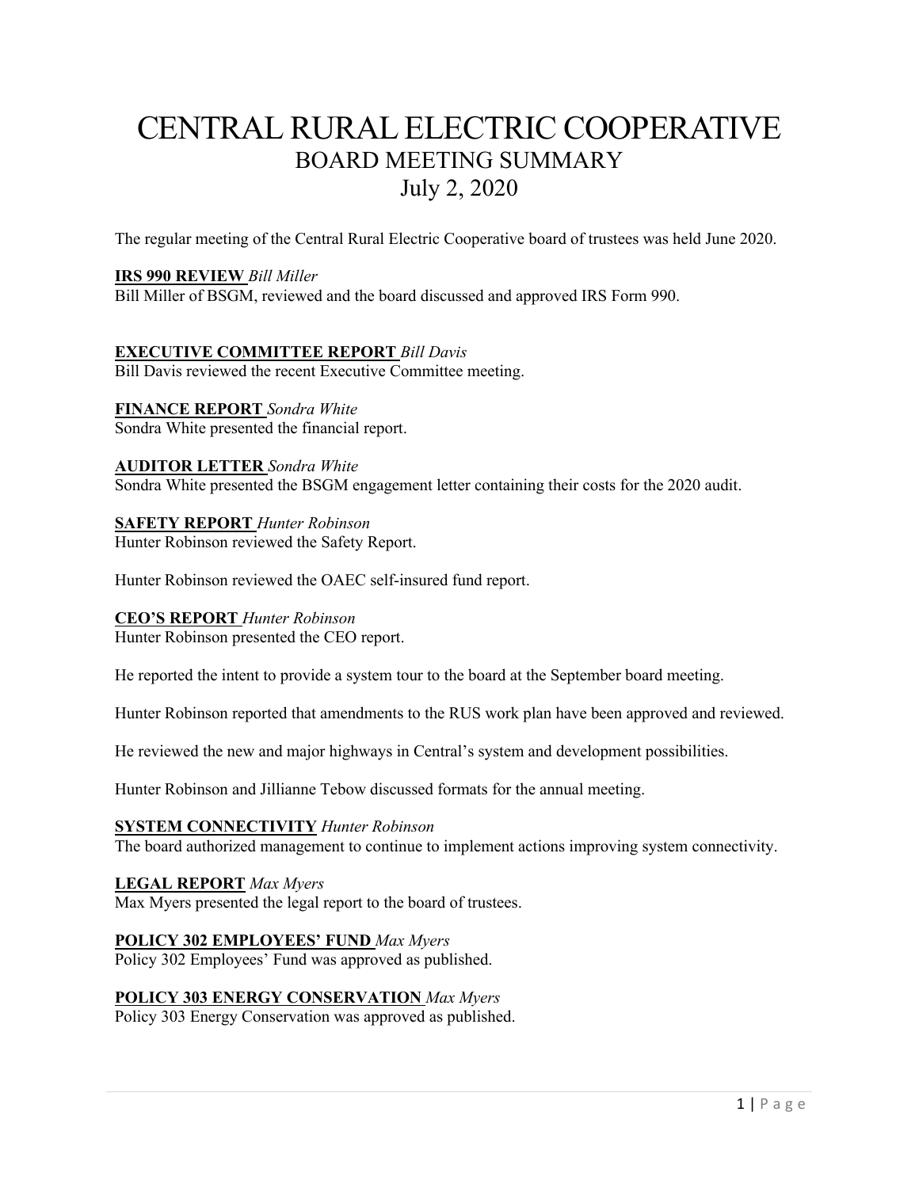# CENTRAL RURAL ELECTRIC COOPERATIVE

## BOARD MEETING SUMMARY

## July 2, 2020

The regular meeting of the Central Rural Electric Cooperative board of trustees was held June 2020.

**IRS 990 REVIEW** *Bill Miller*
Bill Miller of BSGM, reviewed and the board discussed and approved IRS Form 990.

**EXECUTIVE COMMITTEE REPORT** *Bill Davis*
Bill Davis reviewed the recent Executive Committee meeting.

**FINANCE REPORT** *Sondra White*
Sondra White presented the financial report.

**AUDITOR LETTER** *Sondra White*
Sondra White presented the BSGM engagement letter containing their costs for the 2020 audit.

**SAFETY REPORT** *Hunter Robinson*
Hunter Robinson reviewed the Safety Report.

Hunter Robinson reviewed the OAEC self-insured fund report.

**CEO'S REPORT** *Hunter Robinson*
Hunter Robinson presented the CEO report.

He reported the intent to provide a system tour to the board at the September board meeting.

Hunter Robinson reported that amendments to the RUS work plan have been approved and reviewed.

He reviewed the new and major highways in Central's system and development possibilities.

Hunter Robinson and Jillianne Tebow discussed formats for the annual meeting.

**SYSTEM CONNECTIVITY** *Hunter Robinson*
The board authorized management to continue to implement actions improving system connectivity.

**LEGAL REPORT** *Max Myers*
Max Myers presented the legal report to the board of trustees.

**POLICY 302 EMPLOYEES' FUND** *Max Myers*
Policy 302 Employees' Fund was approved as published.

**POLICY 303 ENERGY CONSERVATION** *Max Myers*
Policy 303 Energy Conservation was approved as published.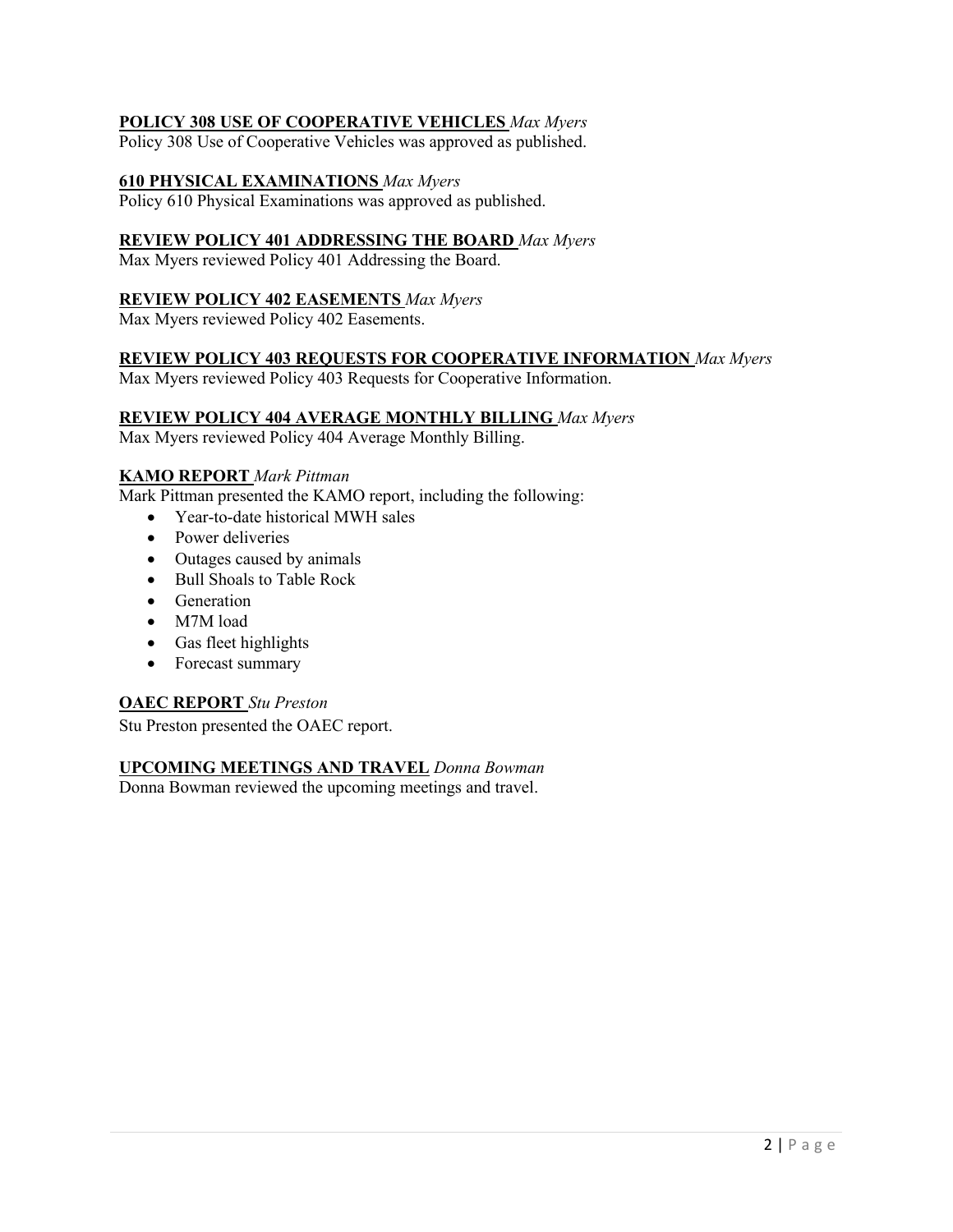**POLICY 308 USE OF COOPERATIVE VEHICLES** *Max Myers*
Policy 308 Use of Cooperative Vehicles was approved as published.

**610 PHYSICAL EXAMINATIONS** *Max Myers*
Policy 610 Physical Examinations was approved as published.

**REVIEW POLICY 401 ADDRESSING THE BOARD** *Max Myers*
Max Myers reviewed Policy 401 Addressing the Board.

**REVIEW POLICY 402 EASEMENTS** *Max Myers*
Max Myers reviewed Policy 402 Easements.

**REVIEW POLICY 403 REQUESTS FOR COOPERATIVE INFORMATION** *Max Myers*
Max Myers reviewed Policy 403 Requests for Cooperative Information.

**REVIEW POLICY 404 AVERAGE MONTHLY BILLING** *Max Myers*
Max Myers reviewed Policy 404 Average Monthly Billing.

**KAMO REPORT** *Mark Pittman*
Mark Pittman presented the KAMO report, including the following:

- Year-to-date historical MWH sales
- Power deliveries
- Outages caused by animals
- Bull Shoals to Table Rock
- Generation
- M7M load
- Gas fleet highlights
- Forecast summary

**OAEC REPORT** *Stu Preston*
Stu Preston presented the OAEC report.

**UPCOMING MEETINGS AND TRAVEL** *Donna Bowman*
Donna Bowman reviewed the upcoming meetings and travel.